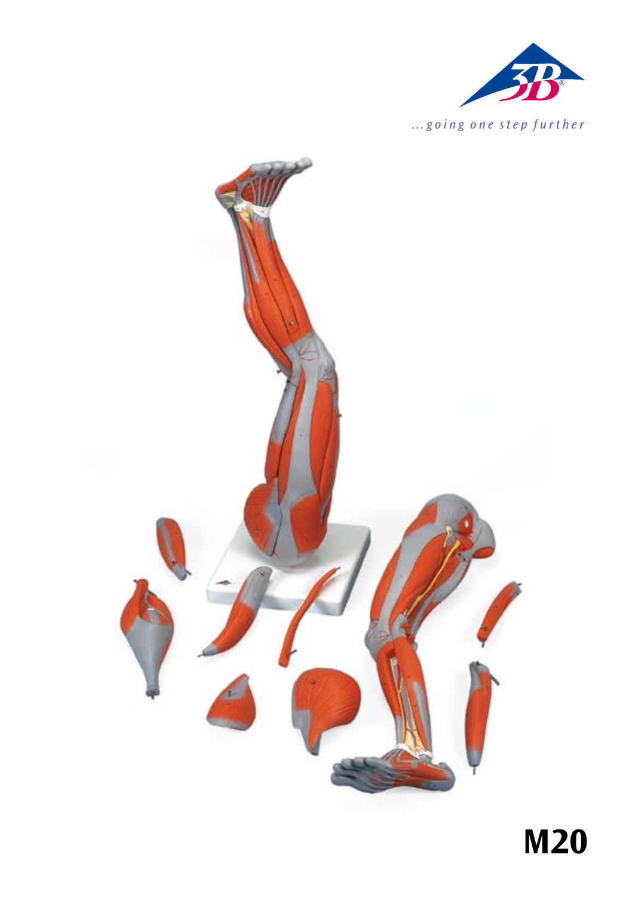...going one step further

# M20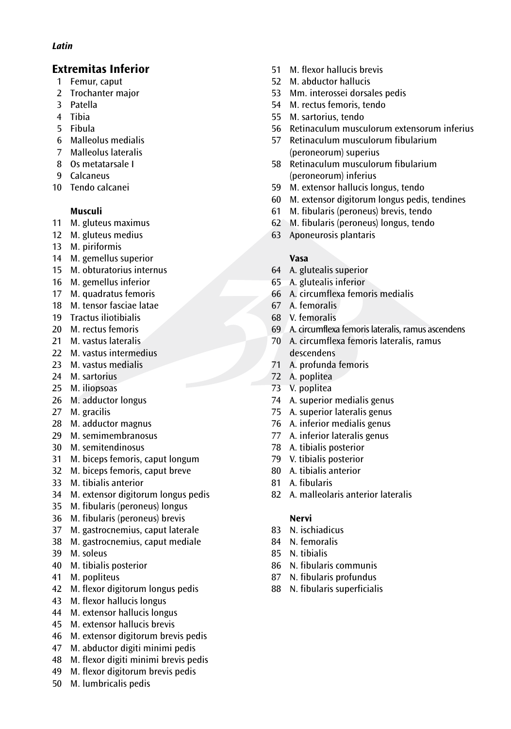*Latin*

## Extremitas Inferior

1. Femur, caput
2. Trochanter major
3. Patella
4. Tibia
5. Fibula
6. Malleolus medialis
7. Malleolus lateralis
8. Os metatarsale I
9. Calcaneus
10. Tendo calcanei

**Musculi**

11. M. gluteus maximus
12. M. gluteus medius
13. M. piriformis
14. M. gemellus superior
15. M. obturatorius internus
16. M. gemellus inferior
17. M. quadratus femoris
18. M. tensor fasciae latae
19. Tractus iliotibialis
20. M. rectus femoris
21. M. vastus lateralis
22. M. vastus intermedius
23. M. vastus medialis
24. M. sartorius
25. M. iliopsoas
26. M. adductor longus
27. M. gracilis
28. M. adductor magnus
29. M. semimembranosus
30. M. semitendinosus
31. M. biceps femoris, caput longum
32. M. biceps femoris, caput breve
33. M. tibialis anterior
34. M. extensor digitorum longus pedis
35. M. fibularis (peroneus) longus
36. M. fibularis (peroneus) brevis
37. M. gastrocnemius, caput laterale
38. M. gastrocnemius, caput mediale
39. M. soleus
40. M. tibialis posterior
41. M. popliteus
42. M. flexor digitorum longus pedis
43. M. flexor hallucis longus
44. M. extensor hallucis longus
45. M. extensor hallucis brevis
46. M. extensor digitorum brevis pedis
47. M. abductor digiti minimi pedis
48. M. flexor digiti minimi brevis pedis
49. M. flexor digitorum brevis pedis
50. M. lumbricalis pedis
51. M. flexor hallucis brevis
52. M. abductor hallucis
53. Mm. interossei dorsales pedis
54. M. rectus femoris, tendo
55. M. sartorius, tendo
56. Retinaculum musculorum extensorum inferius
57. Retinaculum musculorum fibularium (peroneorum) superius
58. Retinaculum musculorum fibularium (peroneorum) inferius
59. M. extensor hallucis longus, tendo
60. M. extensor digitorum longus pedis, tendines
61. M. fibularis (peroneus) brevis, tendo
62. M. fibularis (peroneus) longus, tendo
63. Aponeurosis plantaris

**Vasa**

64. A. glutealis superior
65. A. glutealis inferior
66. A. circumflexa femoris medialis
67. A. femoralis
68. V. femoralis
69. A. circumflexa femoris lateralis, ramus ascendens
70. A. circumflexa femoris lateralis, ramus descendens
71. A. profunda femoris
72. A. poplitea
73. V. poplitea
74. A. superior medialis genus
75. A. superior lateralis genus
76. A. inferior medialis genus
77. A. inferior lateralis genus
78. A. tibialis posterior
79. V. tibialis posterior
80. A. tibialis anterior
81. A. fibularis
82. A. malleolaris anterior lateralis

**Nervi**

83. N. ischiadicus
84. N. femoralis
85. N. tibialis
86. N. fibularis communis
87. N. fibularis profundus
88. N. fibularis superficialis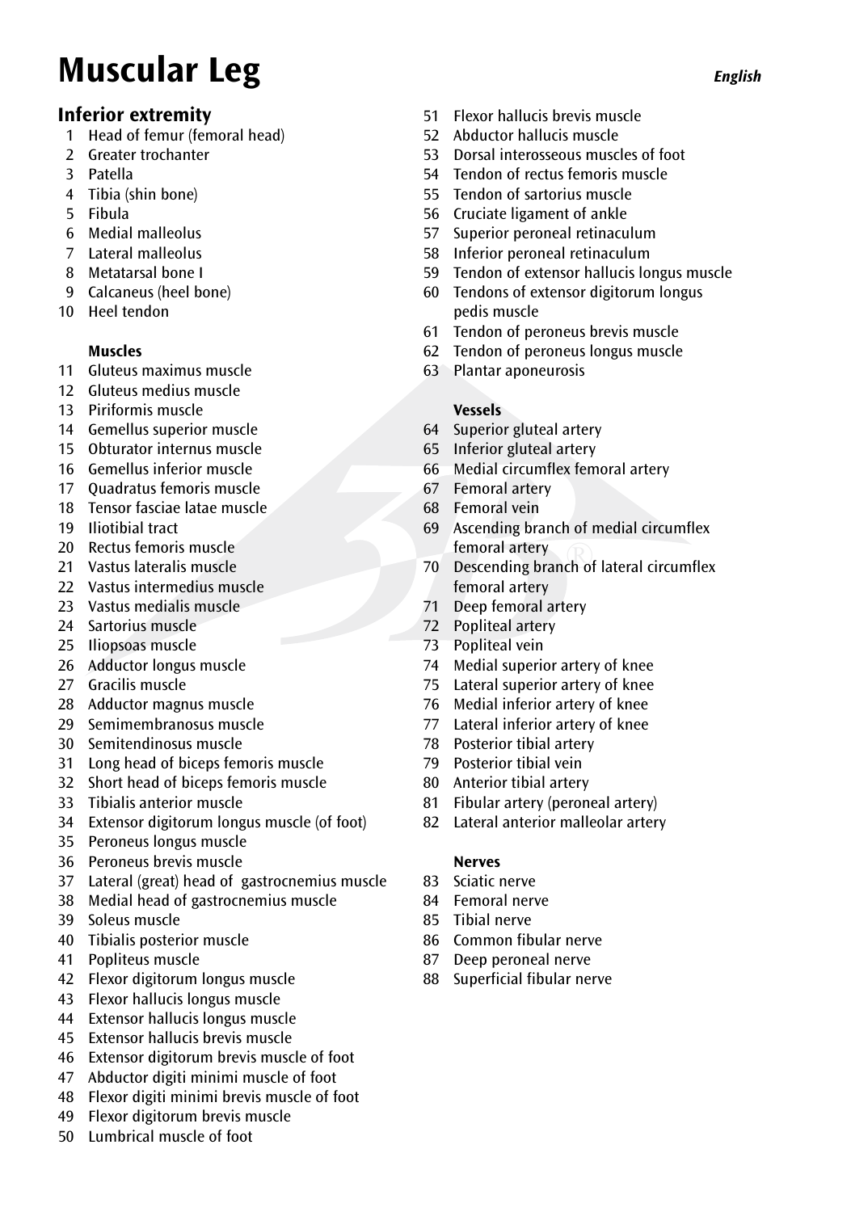# Muscular Leg

*English*

## Inferior extremity

1 Head of femur (femoral head)
2 Greater trochanter
3 Patella
4 Tibia (shin bone)
5 Fibula
6 Medial malleolus
7 Lateral malleolus
8 Metatarsal bone I
9 Calcaneus (heel bone)
10 Heel tendon

**Muscles**

11 Gluteus maximus muscle
12 Gluteus medius muscle
13 Piriformis muscle
14 Gemellus superior muscle
15 Obturator internus muscle
16 Gemellus inferior muscle
17 Quadratus femoris muscle
18 Tensor fasciae latae muscle
19 Iliotibial tract
20 Rectus femoris muscle
21 Vastus lateralis muscle
22 Vastus intermedius muscle
23 Vastus medialis muscle
24 Sartorius muscle
25 Iliopsoas muscle
26 Adductor longus muscle
27 Gracilis muscle
28 Adductor magnus muscle
29 Semimembranosus muscle
30 Semitendinosus muscle
31 Long head of biceps femoris muscle
32 Short head of biceps femoris muscle
33 Tibialis anterior muscle
34 Extensor digitorum longus muscle (of foot)
35 Peroneus longus muscle
36 Peroneus brevis muscle
37 Lateral (great) head of gastrocnemius muscle
38 Medial head of gastrocnemius muscle
39 Soleus muscle
40 Tibialis posterior muscle
41 Popliteus muscle
42 Flexor digitorum longus muscle
43 Flexor hallucis longus muscle
44 Extensor hallucis longus muscle
45 Extensor hallucis brevis muscle
46 Extensor digitorum brevis muscle of foot
47 Abductor digiti minimi muscle of foot
48 Flexor digiti minimi brevis muscle of foot
49 Flexor digitorum brevis muscle
50 Lumbrical muscle of foot
51 Flexor hallucis brevis muscle
52 Abductor hallucis muscle
53 Dorsal interosseous muscles of foot
54 Tendon of rectus femoris muscle
55 Tendon of sartorius muscle
56 Cruciate ligament of ankle
57 Superior peroneal retinaculum
58 Inferior peroneal retinaculum
59 Tendon of extensor hallucis longus muscle
60 Tendons of extensor digitorum longus pedis muscle
61 Tendon of peroneus brevis muscle
62 Tendon of peroneus longus muscle
63 Plantar aponeurosis

**Vessels**

64 Superior gluteal artery
65 Inferior gluteal artery
66 Medial circumflex femoral artery
67 Femoral artery
68 Femoral vein
69 Ascending branch of medial circumflex femoral artery
70 Descending branch of lateral circumflex femoral artery
71 Deep femoral artery
72 Popliteal artery
73 Popliteal vein
74 Medial superior artery of knee
75 Lateral superior artery of knee
76 Medial inferior artery of knee
77 Lateral inferior artery of knee
78 Posterior tibial artery
79 Posterior tibial vein
80 Anterior tibial artery
81 Fibular artery (peroneal artery)
82 Lateral anterior malleolar artery

**Nerves**

83 Sciatic nerve
84 Femoral nerve
85 Tibial nerve
86 Common fibular nerve
87 Deep peroneal nerve
88 Superficial fibular nerve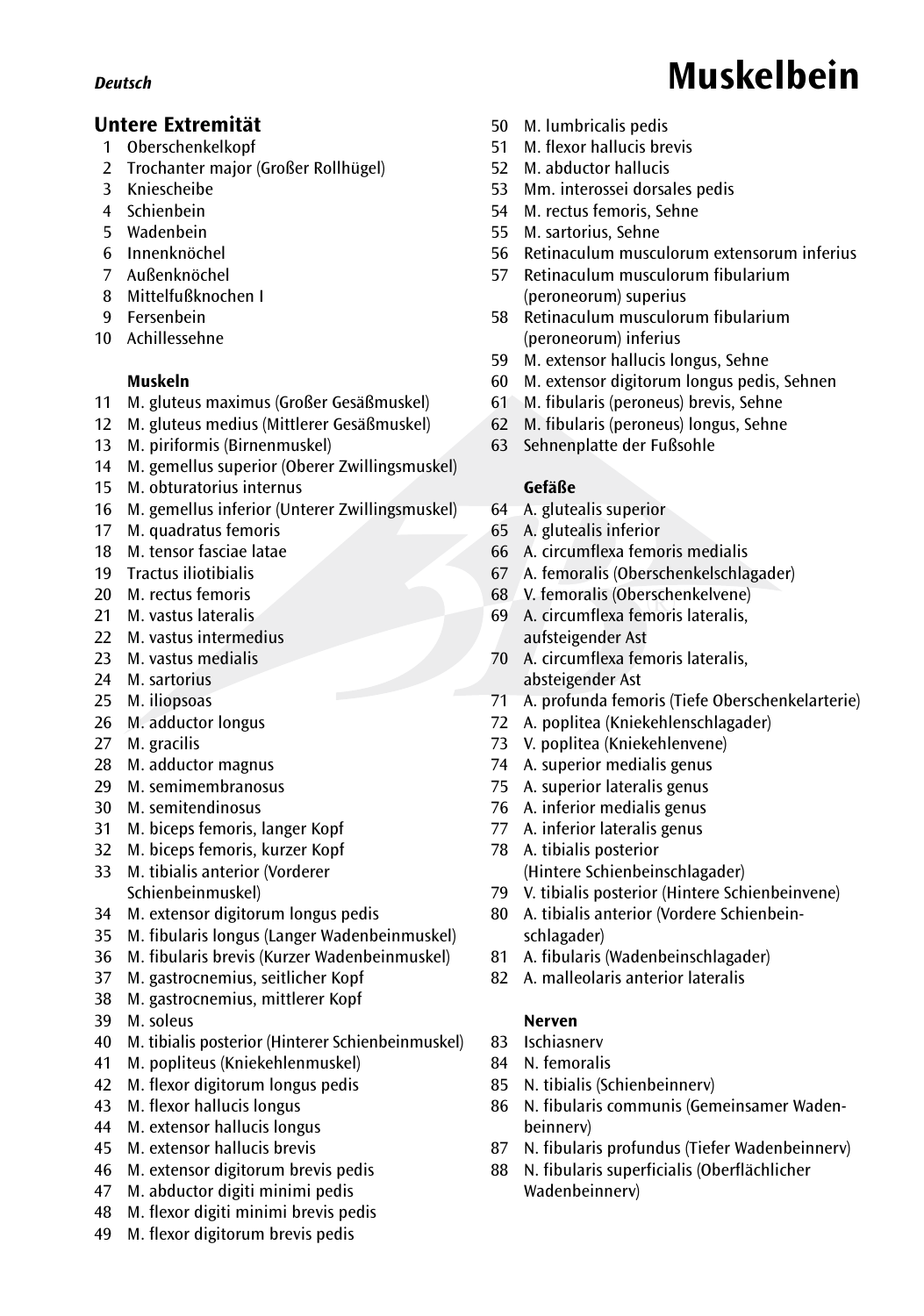*Deutsch*

# Muskelbein

## Untere Extremität

1 Oberschenkelkopf
2 Trochanter major (Großer Rollhügel)
3 Kniescheibe
4 Schienbein
5 Wadenbein
6 Innenknöchel
7 Außenknöchel
8 Mittelfußknochen I
9 Fersenbein
10 Achillessehne

**Muskeln**

11 M. gluteus maximus (Großer Gesäßmuskel)
12 M. gluteus medius (Mittlerer Gesäßmuskel)
13 M. piriformis (Birnenmuskel)
14 M. gemellus superior (Oberer Zwillingsmuskel)
15 M. obturatorius internus
16 M. gemellus inferior (Unterer Zwillingsmuskel)
17 M. quadratus femoris
18 M. tensor fasciae latae
19 Tractus iliotibialis
20 M. rectus femoris
21 M. vastus lateralis
22 M. vastus intermedius
23 M. vastus medialis
24 M. sartorius
25 M. iliopsoas
26 M. adductor longus
27 M. gracilis
28 M. adductor magnus
29 M. semimembranosus
30 M. semitendinosus
31 M. biceps femoris, langer Kopf
32 M. biceps femoris, kurzer Kopf
33 M. tibialis anterior (Vorderer Schienbeinmuskel)
34 M. extensor digitorum longus pedis
35 M. fibularis longus (Langer Wadenbeinmuskel)
36 M. fibularis brevis (Kurzer Wadenbeinmuskel)
37 M. gastrocnemius, seitlicher Kopf
38 M. gastrocnemius, mittlerer Kopf
39 M. soleus
40 M. tibialis posterior (Hinterer Schienbeinmuskel)
41 M. popliteus (Kniekehlenmuskel)
42 M. flexor digitorum longus pedis
43 M. flexor hallucis longus
44 M. extensor hallucis longus
45 M. extensor hallucis brevis
46 M. extensor digitorum brevis pedis
47 M. abductor digiti minimi pedis
48 M. flexor digiti minimi brevis pedis
49 M. flexor digitorum brevis pedis
50 M. lumbricalis pedis
51 M. flexor hallucis brevis
52 M. abductor hallucis
53 Mm. interossei dorsales pedis
54 M. rectus femoris, Sehne
55 M. sartorius, Sehne
56 Retinaculum musculorum extensorum inferius
57 Retinaculum musculorum fibularium (peroneorum) superius
58 Retinaculum musculorum fibularium (peroneorum) inferius
59 M. extensor hallucis longus, Sehne
60 M. extensor digitorum longus pedis, Sehnen
61 M. fibularis (peroneus) brevis, Sehne
62 M. fibularis (peroneus) longus, Sehne
63 Sehnenplatte der Fußsohle

**Gefäße**

64 A. glutealis superior
65 A. glutealis inferior
66 A. circumflexa femoris medialis
67 A. femoralis (Oberschenkelschlagader)
68 V. femoralis (Oberschenkelvene)
69 A. circumflexa femoris lateralis, aufsteigender Ast
70 A. circumflexa femoris lateralis, absteigender Ast
71 A. profunda femoris (Tiefe Oberschenkelarterie)
72 A. poplitea (Kniekehlenschlagader)
73 V. poplitea (Kniekehlenvene)
74 A. superior medialis genus
75 A. superior lateralis genus
76 A. inferior medialis genus
77 A. inferior lateralis genus
78 A. tibialis posterior (Hintere Schienbeinschlagader)
79 V. tibialis posterior (Hintere Schienbeinvene)
80 A. tibialis anterior (Vordere Schienbeinschlagader)
81 A. fibularis (Wadenbeinschlagader)
82 A. malleolaris anterior lateralis

**Nerven**

83 Ischiasnerv
84 N. femoralis
85 N. tibialis (Schienbeinnerv)
86 N. fibularis communis (Gemeinsamer Wadenbeinnerv)
87 N. fibularis profundus (Tiefer Wadenbeinnerv)
88 N. fibularis superficialis (Oberflächlicher Wadenbeinnerv)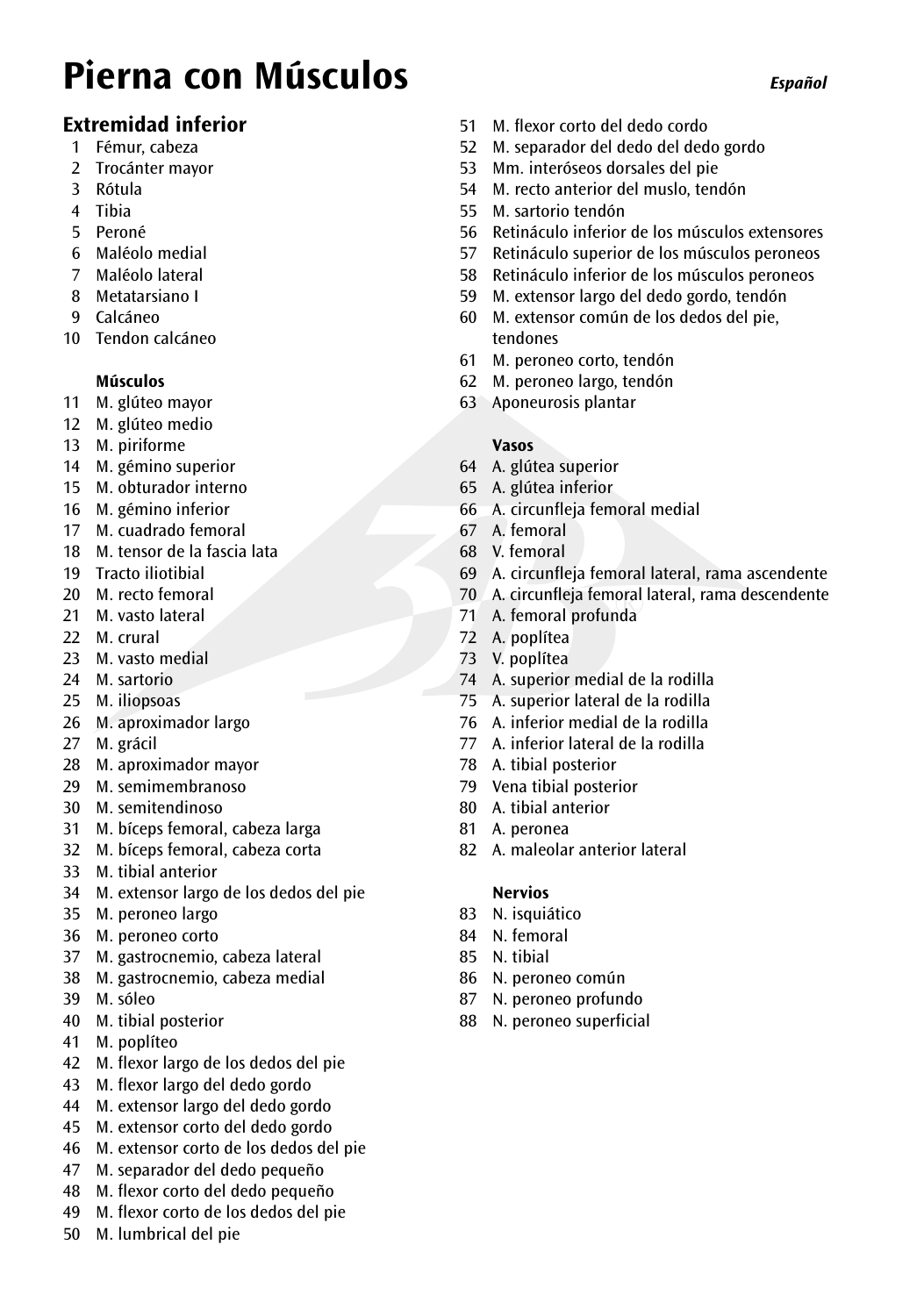# Pierna con Músculos

*Español*

## Extremidad inferior

1 Fémur, cabeza
2 Trocánter mayor
3 Rótula
4 Tibia
5 Peroné
6 Maléolo medial
7 Maléolo lateral
8 Metatarsiano I
9 Calcáneo
10 Tendon calcáneo

**Músculos**

11 M. glúteo mayor
12 M. glúteo medio
13 M. piriforme
14 M. gémino superior
15 M. obturador interno
16 M. gémino inferior
17 M. cuadrado femoral
18 M. tensor de la fascia lata
19 Tracto iliotibial
20 M. recto femoral
21 M. vasto lateral
22 M. crural
23 M. vasto medial
24 M. sartorio
25 M. iliopsoas
26 M. aproximador largo
27 M. grácil
28 M. aproximador mayor
29 M. semimembranoso
30 M. semitendinoso
31 M. bíceps femoral, cabeza larga
32 M. bíceps femoral, cabeza corta
33 M. tibial anterior
34 M. extensor largo de los dedos del pie
35 M. peroneo largo
36 M. peroneo corto
37 M. gastrocnemio, cabeza lateral
38 M. gastrocnemio, cabeza medial
39 M. sóleo
40 M. tibial posterior
41 M. poplíteo
42 M. flexor largo de los dedos del pie
43 M. flexor largo del dedo gordo
44 M. extensor largo del dedo gordo
45 M. extensor corto del dedo gordo
46 M. extensor corto de los dedos del pie
47 M. separador del dedo pequeño
48 M. flexor corto del dedo pequeño
49 M. flexor corto de los dedos del pie
50 M. lumbrical del pie
51 M. flexor corto del dedo cordo
52 M. separador del dedo del dedo gordo
53 Mm. interóseos dorsales del pie
54 M. recto anterior del muslo, tendón
55 M. sartorio tendón
56 Retináculo inferior de los músculos extensores
57 Retináculo superior de los músculos peroneos
58 Retináculo inferior de los músculos peroneos
59 M. extensor largo del dedo gordo, tendón
60 M. extensor común de los dedos del pie, tendones
61 M. peroneo corto, tendón
62 M. peroneo largo, tendón
63 Aponeurosis plantar

**Vasos**

64 A. glútea superior
65 A. glútea inferior
66 A. circunfleja femoral medial
67 A. femoral
68 V. femoral
69 A. circunfleja femoral lateral, rama ascendente
70 A. circunfleja femoral lateral, rama descendente
71 A. femoral profunda
72 A. poplítea
73 V. poplítea
74 A. superior medial de la rodilla
75 A. superior lateral de la rodilla
76 A. inferior medial de la rodilla
77 A. inferior lateral de la rodilla
78 A. tibial posterior
79 Vena tibial posterior
80 A. tibial anterior
81 A. peronea
82 A. maleolar anterior lateral

**Nervios**

83 N. isquiático
84 N. femoral
85 N. tibial
86 N. peroneo común
87 N. peroneo profundo
88 N. peroneo superficial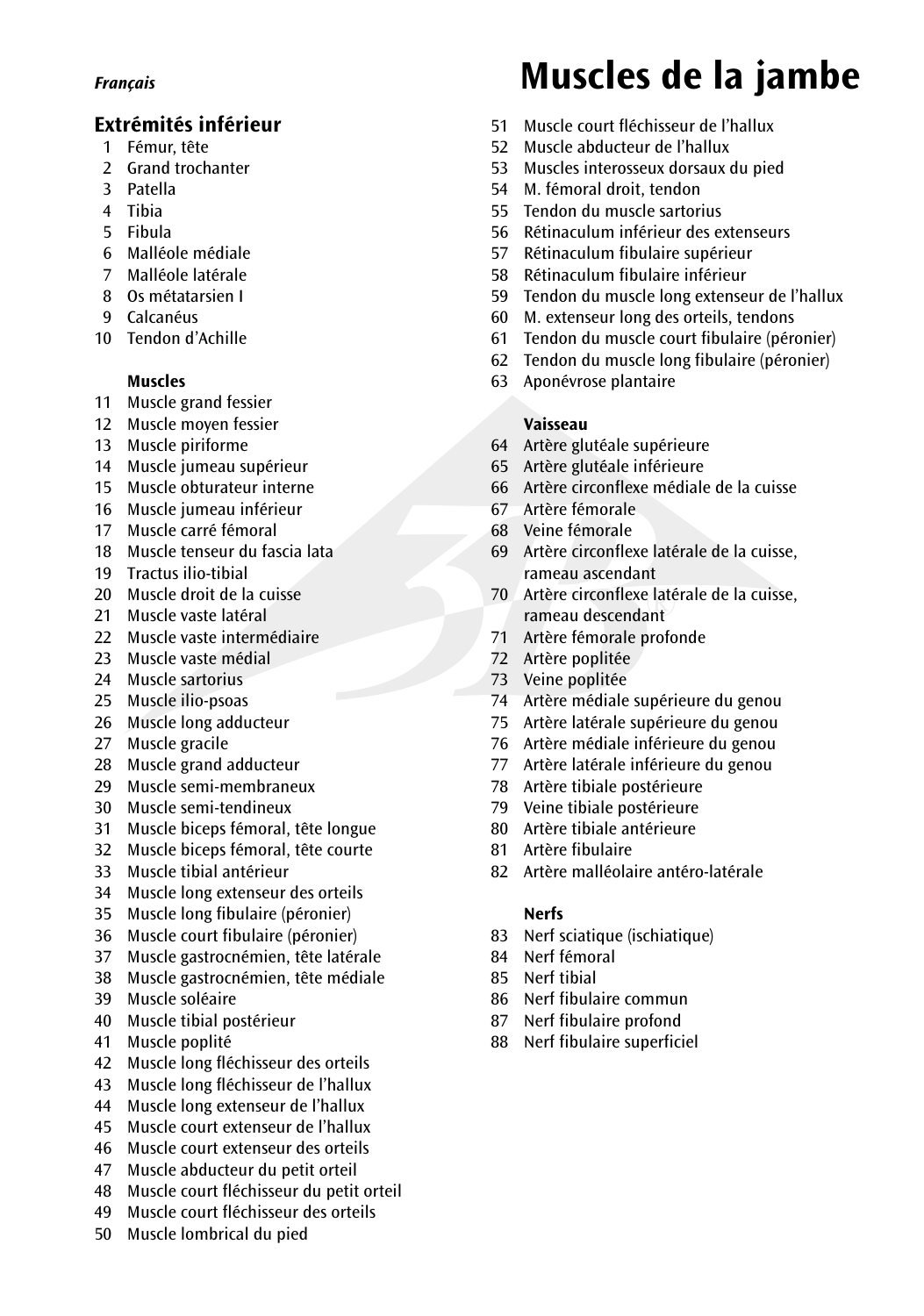*Français*

# Muscles de la jambe

## Extrémités inférieur

1 Fémur, tête
2 Grand trochanter
3 Patella
4 Tibia
5 Fibula
6 Malléole médiale
7 Malléole latérale
8 Os métatarsien I
9 Calcanéus
10 Tendon d'Achille

**Muscles**

11 Muscle grand fessier
12 Muscle moyen fessier
13 Muscle piriforme
14 Muscle jumeau supérieur
15 Muscle obturateur interne
16 Muscle jumeau inférieur
17 Muscle carré fémoral
18 Muscle tenseur du fascia lata
19 Tractus ilio-tibial
20 Muscle droit de la cuisse
21 Muscle vaste latéral
22 Muscle vaste intermédiaire
23 Muscle vaste médial
24 Muscle sartorius
25 Muscle ilio-psoas
26 Muscle long adducteur
27 Muscle gracile
28 Muscle grand adducteur
29 Muscle semi-membraneux
30 Muscle semi-tendineux
31 Muscle biceps fémoral, tête longue
32 Muscle biceps fémoral, tête courte
33 Muscle tibial antérieur
34 Muscle long extenseur des orteils
35 Muscle long fibulaire (péronier)
36 Muscle court fibulaire (péronier)
37 Muscle gastrocnémien, tête latérale
38 Muscle gastrocnémien, tête médiale
39 Muscle soléaire
40 Muscle tibial postérieur
41 Muscle poplité
42 Muscle long fléchisseur des orteils
43 Muscle long fléchisseur de l'hallux
44 Muscle long extenseur de l'hallux
45 Muscle court extenseur de l'hallux
46 Muscle court extenseur des orteils
47 Muscle abducteur du petit orteil
48 Muscle court fléchisseur du petit orteil
49 Muscle court fléchisseur des orteils
50 Muscle lombrical du pied
51 Muscle court fléchisseur de l'hallux
52 Muscle abducteur de l'hallux
53 Muscles interosseux dorsaux du pied
54 M. fémoral droit, tendon
55 Tendon du muscle sartorius
56 Rétinaculum inférieur des extenseurs
57 Rétinaculum fibulaire supérieur
58 Rétinaculum fibulaire inférieur
59 Tendon du muscle long extenseur de l'hallux
60 M. extenseur long des orteils, tendons
61 Tendon du muscle court fibulaire (péronier)
62 Tendon du muscle long fibulaire (péronier)
63 Aponévrose plantaire

**Vaisseau**

64 Artère glutéale supérieure
65 Artère glutéale inférieure
66 Artère circonflexe médiale de la cuisse
67 Artère fémorale
68 Veine fémorale
69 Artère circonflexe latérale de la cuisse, rameau ascendant
70 Artère circonflexe latérale de la cuisse, rameau descendant
71 Artère fémorale profonde
72 Artère poplitée
73 Veine poplitée
74 Artère médiale supérieure du genou
75 Artère latérale supérieure du genou
76 Artère médiale inférieure du genou
77 Artère latérale inférieure du genou
78 Artère tibiale postérieure
79 Veine tibiale postérieure
80 Artère tibiale antérieure
81 Artère fibulaire
82 Artère malléolaire antéro-latérale

**Nerfs**

83 Nerf sciatique (ischiatique)
84 Nerf fémoral
85 Nerf tibial
86 Nerf fibulaire commun
87 Nerf fibulaire profond
88 Nerf fibulaire superficiel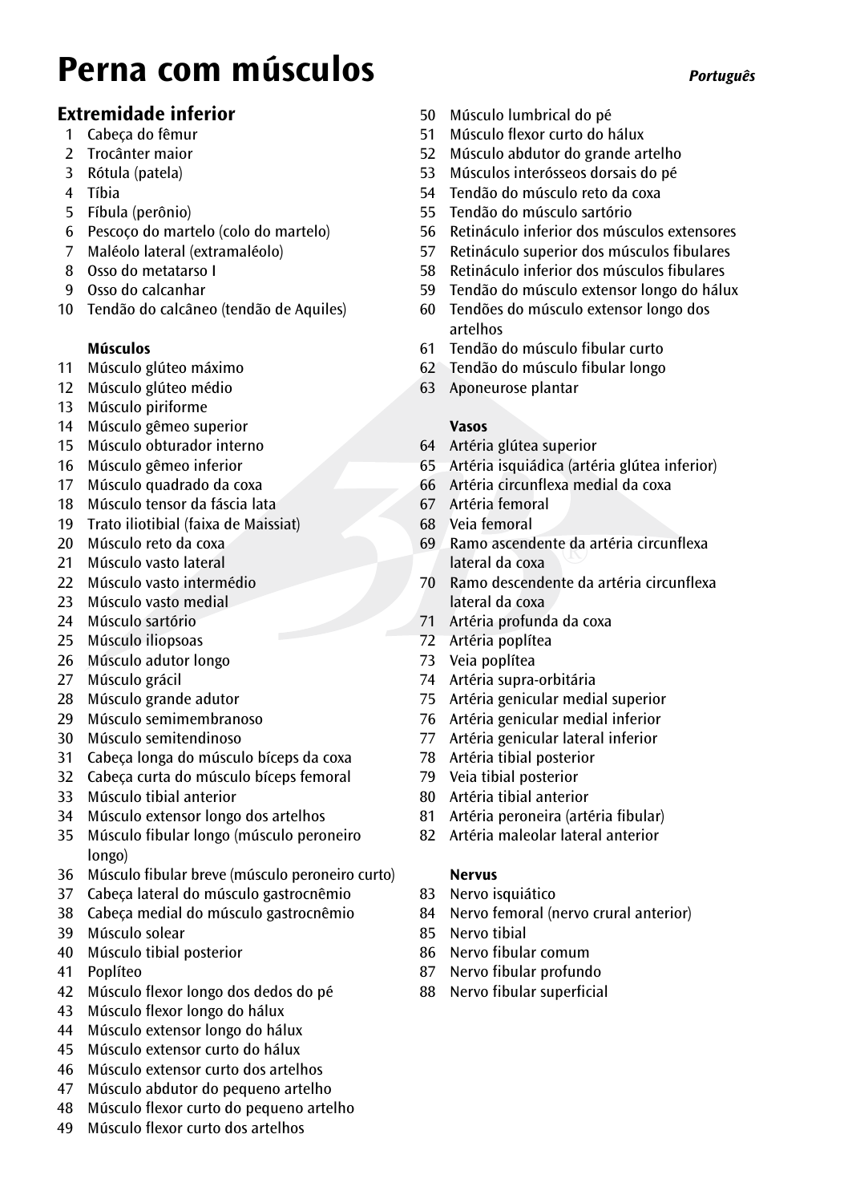# Perna com músculos

*Português*

## Extremidade inferior

1. Cabeça do fêmur
2. Trocânter maior
3. Rótula (patela)
4. Tíbia
5. Fíbula (perônio)
6. Pescoço do martelo (colo do martelo)
7. Maléolo lateral (extramaléolo)
8. Osso do metatarso I
9. Osso do calcanhar
10. Tendão do calcâneo (tendão de Aquiles)

**Músculos**

11. Músculo glúteo máximo
12. Músculo glúteo médio
13. Músculo piriforme
14. Músculo gêmeo superior
15. Músculo obturador interno
16. Músculo gêmeo inferior
17. Músculo quadrado da coxa
18. Músculo tensor da fáscia lata
19. Trato iliotibial (faixa de Maissiat)
20. Músculo reto da coxa
21. Músculo vasto lateral
22. Músculo vasto intermédio
23. Músculo vasto medial
24. Músculo sartório
25. Músculo iliopsoas
26. Músculo adutor longo
27. Músculo grácil
28. Músculo grande adutor
29. Músculo semimembranoso
30. Músculo semitendinoso
31. Cabeça longa do músculo bíceps da coxa
32. Cabeça curta do músculo bíceps femoral
33. Músculo tibial anterior
34. Músculo extensor longo dos artelhos
35. Músculo fibular longo (músculo peroneiro longo)
36. Músculo fibular breve (músculo peroneiro curto)
37. Cabeça lateral do músculo gastrocnêmio
38. Cabeça medial do músculo gastrocnêmio
39. Músculo solear
40. Músculo tibial posterior
41. Poplíteo
42. Músculo flexor longo dos dedos do pé
43. Músculo flexor longo do hálux
44. Músculo extensor longo do hálux
45. Músculo extensor curto do hálux
46. Músculo extensor curto dos artelhos
47. Músculo abdutor do pequeno artelho
48. Músculo flexor curto do pequeno artelho
49. Músculo flexor curto dos artelhos
50. Músculo lumbrical do pé
51. Músculo flexor curto do hálux
52. Músculo abdutor do grande artelho
53. Músculos interósseos dorsais do pé
54. Tendão do músculo reto da coxa
55. Tendão do músculo sartório
56. Retináculo inferior dos músculos extensores
57. Retináculo superior dos músculos fibulares
58. Retináculo inferior dos músculos fibulares
59. Tendão do músculo extensor longo do hálux
60. Tendões do músculo extensor longo dos artelhos
61. Tendão do músculo fibular curto
62. Tendão do músculo fibular longo
63. Aponeurose plantar

**Vasos**

64. Artéria glútea superior
65. Artéria isquiádica (artéria glútea inferior)
66. Artéria circunflexa medial da coxa
67. Artéria femoral
68. Veia femoral
69. Ramo ascendente da artéria circunflexa lateral da coxa
70. Ramo descendente da artéria circunflexa lateral da coxa
71. Artéria profunda da coxa
72. Artéria poplítea
73. Veia poplítea
74. Artéria supra-orbitária
75. Artéria genicular medial superior
76. Artéria genicular medial inferior
77. Artéria genicular lateral inferior
78. Artéria tibial posterior
79. Veia tibial posterior
80. Artéria tibial anterior
81. Artéria peroneira (artéria fibular)
82. Artéria maleolar lateral anterior

**Nervus**

83. Nervo isquiático
84. Nervo femoral (nervo crural anterior)
85. Nervo tibial
86. Nervo fibular comum
87. Nervo fibular profundo
88. Nervo fibular superficial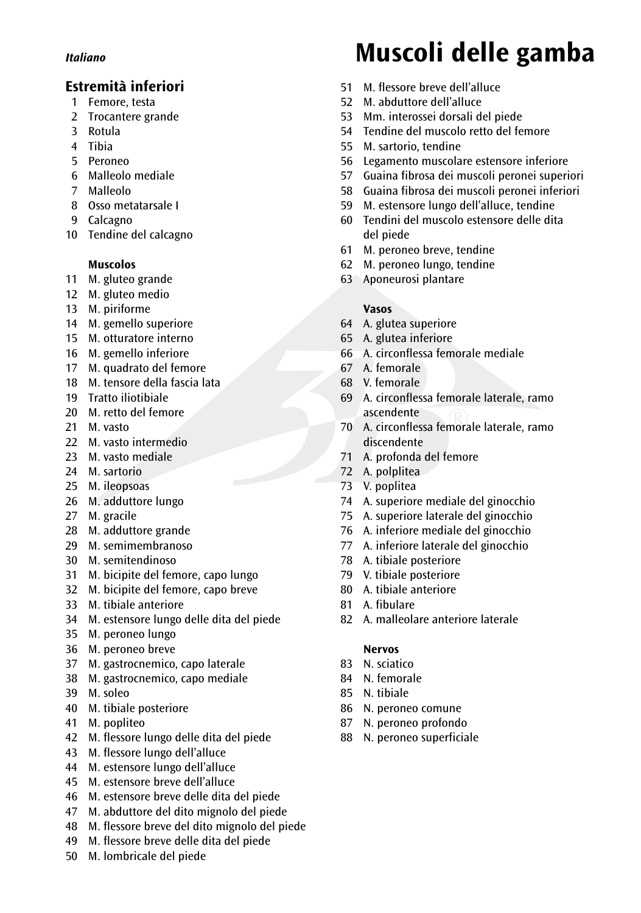*Italiano*

# Muscoli delle gamba

## Estremità inferiori

1 Femore, testa
2 Trocantere grande
3 Rotula
4 Tibia
5 Peroneo
6 Malleolo mediale
7 Malleolo
8 Osso metatarsale I
9 Calcagno
10 Tendine del calcagno

**Muscolos**

11 M. gluteo grande
12 M. gluteo medio
13 M. piriforme
14 M. gemello superiore
15 M. otturatore interno
16 M. gemello inferiore
17 M. quadrato del femore
18 M. tensore della fascia lata
19 Tratto iliotibiale
20 M. retto del femore
21 M. vasto
22 M. vasto intermedio
23 M. vasto mediale
24 M. sartorio
25 M. ileopsoas
26 M. adduttore lungo
27 M. gracile
28 M. adduttore grande
29 M. semimembranoso
30 M. semitendinoso
31 M. bicipite del femore, capo lungo
32 M. bicipite del femore, capo breve
33 M. tibiale anteriore
34 M. estensore lungo delle dita del piede
35 M. peroneo lungo
36 M. peroneo breve
37 M. gastrocnemico, capo laterale
38 M. gastrocnemico, capo mediale
39 M. soleo
40 M. tibiale posteriore
41 M. popliteo
42 M. flessore lungo delle dita del piede
43 M. flessore lungo dell'alluce
44 M. estensore lungo dell'alluce
45 M. estensore breve dell'alluce
46 M. estensore breve delle dita del piede
47 M. abduttore del dito mignolo del piede
48 M. flessore breve del dito mignolo del piede
49 M. flessore breve delle dita del piede
50 M. lombricale del piede
51 M. flessore breve dell'alluce
52 M. abduttore dell'alluce
53 Mm. interossei dorsali del piede
54 Tendine del muscolo retto del femore
55 M. sartorio, tendine
56 Legamento muscolare estensore inferiore
57 Guaina fibrosa dei muscoli peronei superiori
58 Guaina fibrosa dei muscoli peronei inferiori
59 M. estensore lungo dell'alluce, tendine
60 Tendini del muscolo estensore delle dita del piede
61 M. peroneo breve, tendine
62 M. peroneo lungo, tendine
63 Aponeurosi plantare

**Vasos**

64 A. glutea superiore
65 A. glutea inferiore
66 A. circonflessa femorale mediale
67 A. femorale
68 V. femorale
69 A. circonflessa femorale laterale, ramo ascendente
70 A. circonflessa femorale laterale, ramo discendente
71 A. profonda del femore
72 A. polplitea
73 V. poplitea
74 A. superiore mediale del ginocchio
75 A. superiore laterale del ginocchio
76 A. inferiore mediale del ginocchio
77 A. inferiore laterale del ginocchio
78 A. tibiale posteriore
79 V. tibiale posteriore
80 A. tibiale anteriore
81 A. fibulare
82 A. malleolare anteriore laterale

**Nervos**

83 N. sciatico
84 N. femorale
85 N. tibiale
86 N. peroneo comune
87 N. peroneo profondo
88 N. peroneo superficiale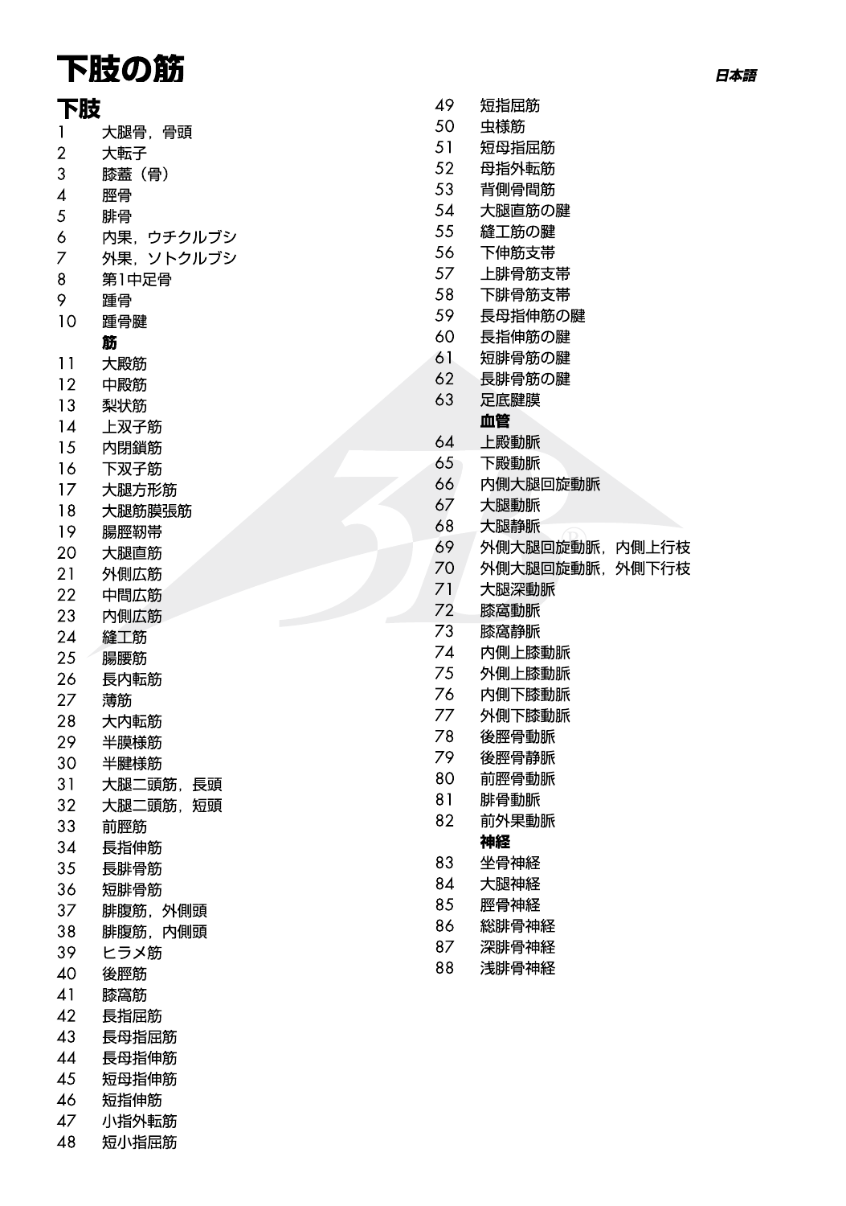# 下肢の筋

*日本語*

## 下肢

1 大腿骨，骨頭
2 大転子
3 膝蓋（骨）
4 脛骨
5 腓骨
6 内果，ウチクルブシ
7 外果，ソトクルブシ
8 第1中足骨
9 踵骨
10 踵骨腱

**筋**

11 大殿筋
12 中殿筋
13 梨状筋
14 上双子筋
15 内閉鎖筋
16 下双子筋
17 大腿方形筋
18 大腿筋膜張筋
19 腸脛靭帯
20 大腿直筋
21 外側広筋
22 中間広筋
23 内側広筋
24 縫工筋
25 腸腰筋
26 長内転筋
27 薄筋
28 大内転筋
29 半膜様筋
30 半腱様筋
31 大腿二頭筋，長頭
32 大腿二頭筋，短頭
33 前脛筋
34 長指伸筋
35 長腓骨筋
36 短腓骨筋
37 腓腹筋，外側頭
38 腓腹筋，内側頭
39 ヒラメ筋
40 後脛筋
41 膝窩筋
42 長指屈筋
43 長母指屈筋
44 長母指伸筋
45 短母指伸筋
46 短指伸筋
47 小指外転筋
48 短小指屈筋
49 短指屈筋
50 虫様筋
51 短母指屈筋
52 母指外転筋
53 背側骨間筋
54 大腿直筋の腱
55 縫工筋の腱
56 下伸筋支帯
57 上腓骨筋支帯
58 下腓骨筋支帯
59 長母指伸筋の腱
60 長指伸筋の腱
61 短腓骨筋の腱
62 長腓骨筋の腱
63 足底腱膜

**血管**

64 上殿動脈
65 下殿動脈
66 内側大腿回旋動脈
67 大腿動脈
68 大腿静脈
69 外側大腿回旋動脈，内側上行枝
70 外側大腿回旋動脈，外側下行枝
71 大腿深動脈
72 膝窩動脈
73 膝窩静脈
74 内側上膝動脈
75 外側上膝動脈
76 内側下膝動脈
77 外側下膝動脈
78 後脛骨動脈
79 後脛骨静脈
80 前脛骨動脈
81 腓骨動脈
82 前外果動脈

**神経**

83 坐骨神経
84 大腿神経
85 脛骨神経
86 総腓骨神経
87 深腓骨神経
88 浅腓骨神経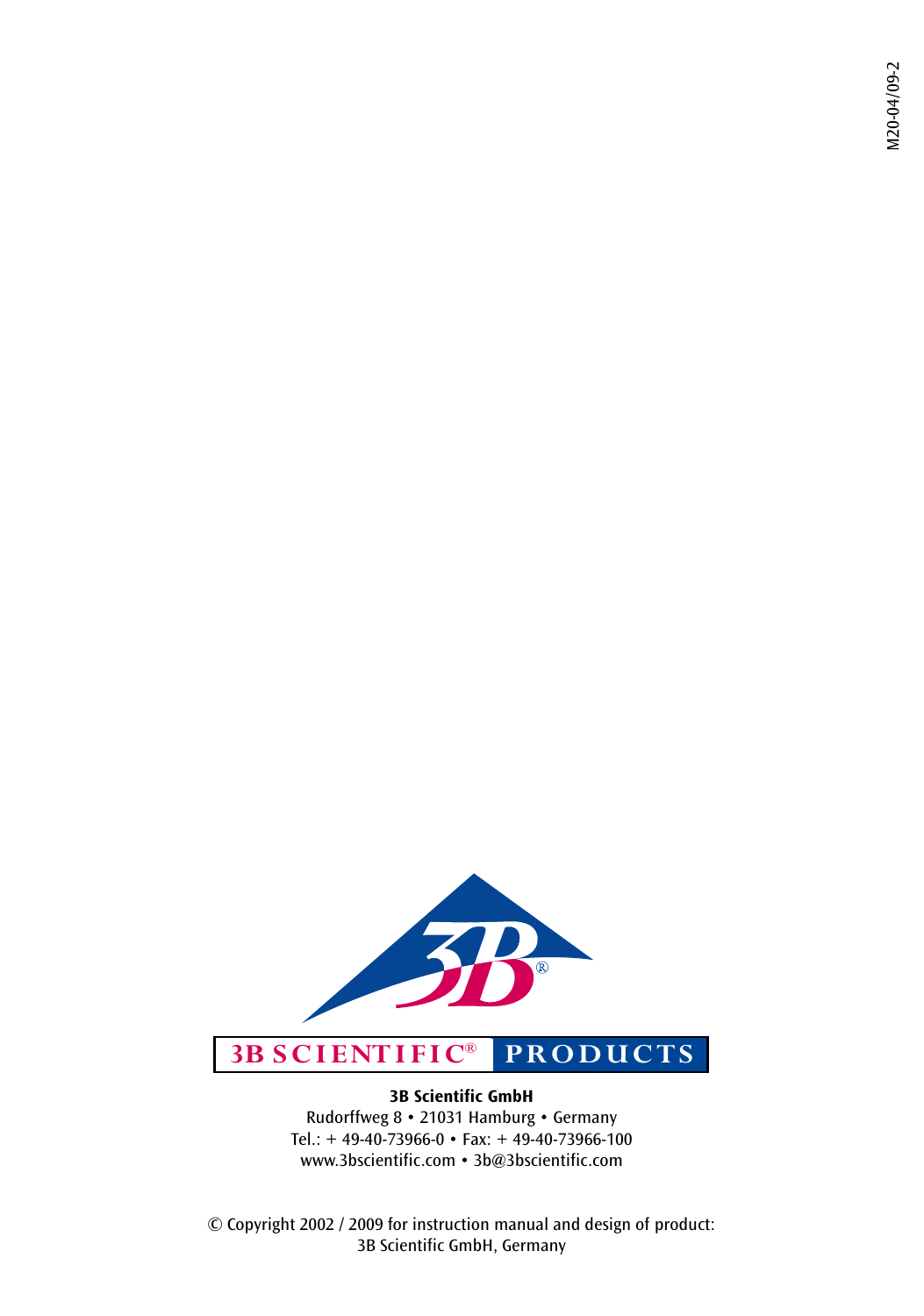M20-04/09-2

3B SCIENTIFIC® PRODUCTS

**3B Scientific GmbH**
Rudorffweg 8 • 21031 Hamburg • Germany
Tel.: + 49-40-73966-0 • Fax: + 49-40-73966-100
www.3bscientific.com • 3b@3bscientific.com

© Copyright 2002 / 2009 for instruction manual and design of product:
3B Scientific GmbH, Germany